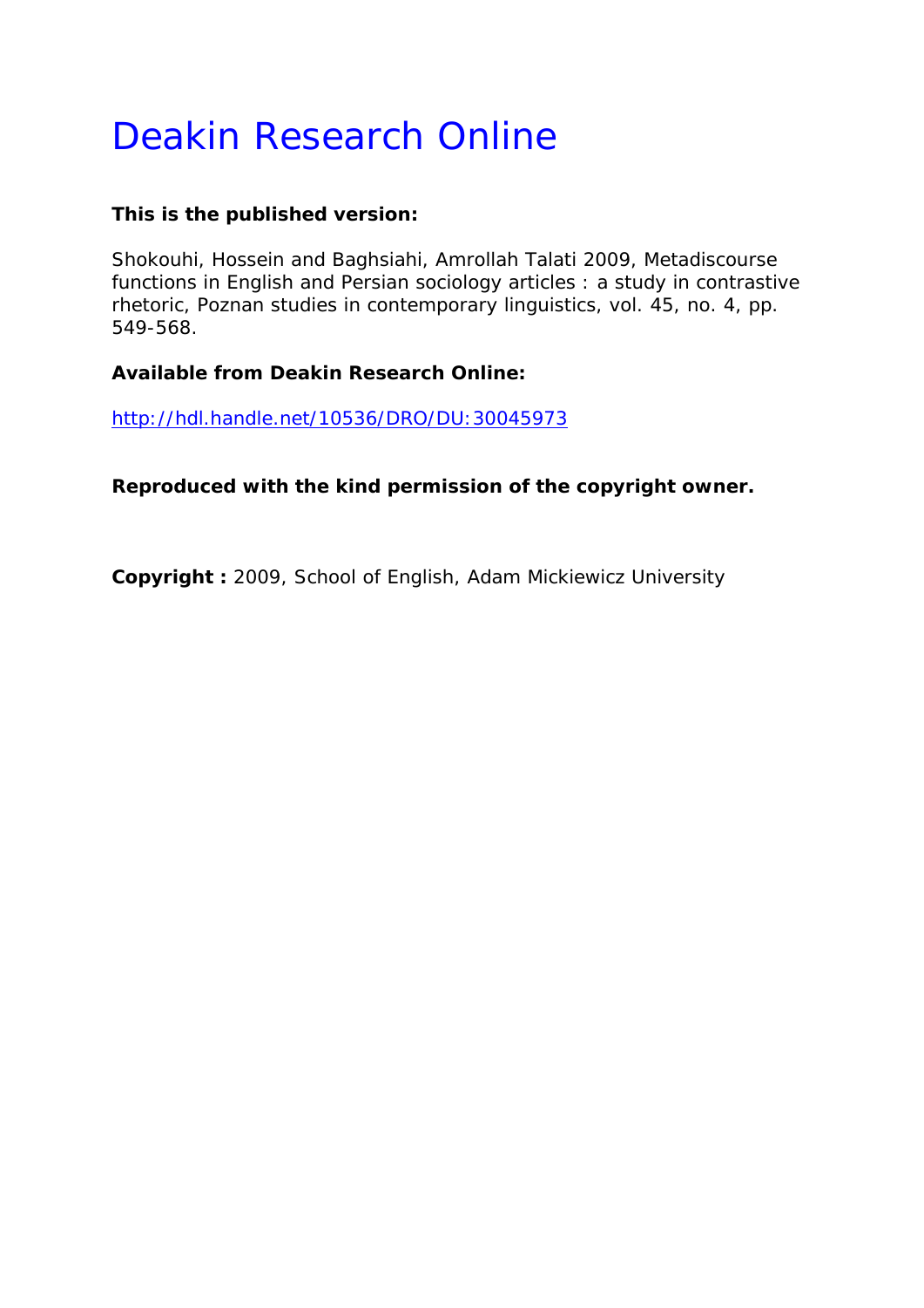# Deakin Research Online

**This is the published version:**

Shokouhi, Hossein and Baghsiahi, Amrollah Talati 2009, Metadiscourse functions in English and Persian sociology articles : a study in contrastive rhetoric, Poznan studies in contemporary linguistics, vol. 45, no. 4, pp. 549-568.

**Available from Deakin Research Online:**

http://hdl.handle.net/10536/DRO/DU:30045973

**Reproduced with the kind permission of the copyright owner.**

**Copyright :** 2009, School of English, Adam Mickiewicz University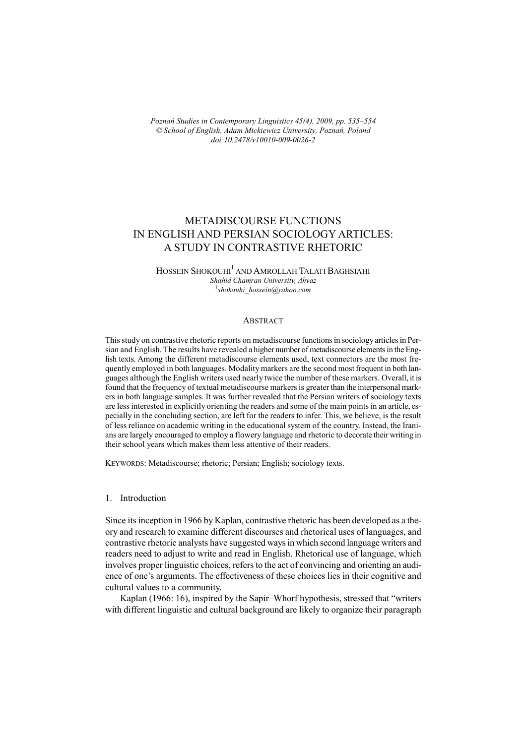# METADISCOURSE FUNCTIONS IN ENGLISH AND PERSIAN SOCIOLOGY ARTICLES: A STUDY IN CONTRASTIVE RHETORIC

HOSSEIN SHOKOUHI[1] AND AMROLLAH TALATI BAGHSIAHI

*Shahid Chamran University, Ahvaz*

*[1]shokouhi_hossein@yahoo.com*

## ABSTRACT

This study on contrastive rhetoric reports on metadiscourse functions in sociology articles in Persian and English. The results have revealed a higher number of metadiscourse elements in the English texts. Among the different metadiscourse elements used, text connectors are the most frequently employed in both languages. Modality markers are the second most frequent in both languages although the English writers used nearly twice the number of these markers. Overall, it is found that the frequency of textual metadiscourse markers is greater than the interpersonal markers in both language samples. It was further revealed that the Persian writers of sociology texts are less interested in explicitly orienting the readers and some of the main points in an article, especially in the concluding section, are left for the readers to infer. This, we believe, is the result of less reliance on academic writing in the educational system of the country. Instead, the Iranians are largely encouraged to employ a flowery language and rhetoric to decorate their writing in their school years which makes them less attentive of their readers.

KEYWORDS: Metadiscourse; rhetoric; Persian; English; sociology texts.

## 1. Introduction

Since its inception in 1966 by Kaplan, contrastive rhetoric has been developed as a theory and research to examine different discourses and rhetorical uses of languages, and contrastive rhetoric analysts have suggested ways in which second language writers and readers need to adjust to write and read in English. Rhetorical use of language, which involves proper linguistic choices, refers to the act of convincing and orienting an audience of one's arguments. The effectiveness of these choices lies in their cognitive and cultural values to a community.

Kaplan (1966: 16), inspired by the Sapir–Whorf hypothesis, stressed that "writers with different linguistic and cultural background are likely to organize their paragraph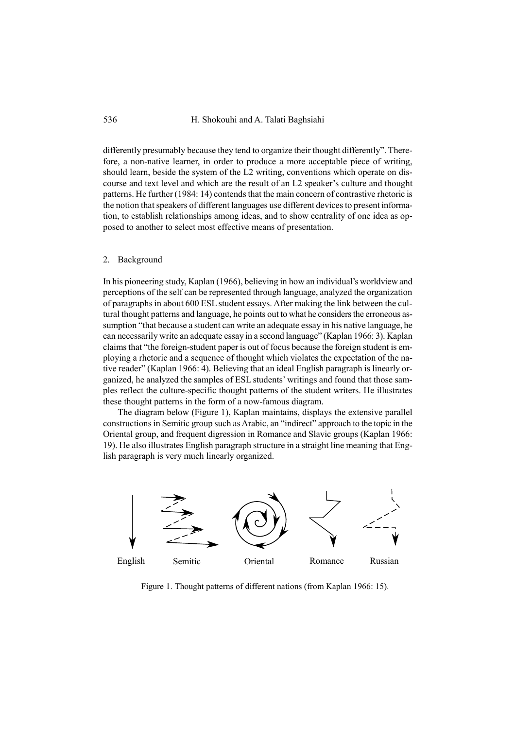differently presumably because they tend to organize their thought differently". Therefore, a non-native learner, in order to produce a more acceptable piece of writing, should learn, beside the system of the L2 writing, conventions which operate on discourse and text level and which are the result of an L2 speaker's culture and thought patterns. He further (1984: 14) contends that the main concern of contrastive rhetoric is the notion that speakers of different languages use different devices to present information, to establish relationships among ideas, and to show centrality of one idea as opposed to another to select most effective means of presentation.

## 2. Background

In his pioneering study, Kaplan (1966), believing in how an individual's worldview and perceptions of the self can be represented through language, analyzed the organization of paragraphs in about 600 ESL student essays. After making the link between the cultural thought patterns and language, he points out to what he considers the erroneous assumption "that because a student can write an adequate essay in his native language, he can necessarily write an adequate essay in a second language" (Kaplan 1966: 3). Kaplan claims that "the foreign-student paper is out of focus because the foreign student is employing a rhetoric and a sequence of thought which violates the expectation of the native reader" (Kaplan 1966: 4). Believing that an ideal English paragraph is linearly organized, he analyzed the samples of ESL students' writings and found that those samples reflect the culture-specific thought patterns of the student writers. He illustrates these thought patterns in the form of a now-famous diagram.

The diagram below (Figure 1), Kaplan maintains, displays the extensive parallel constructions in Semitic group such as Arabic, an "indirect" approach to the topic in the Oriental group, and frequent digression in Romance and Slavic groups (Kaplan 1966: 19). He also illustrates English paragraph structure in a straight line meaning that English paragraph is very much linearly organized.

English Semitic Oriental Romance Russian

Figure 1. Thought patterns of different nations (from Kaplan 1966: 15).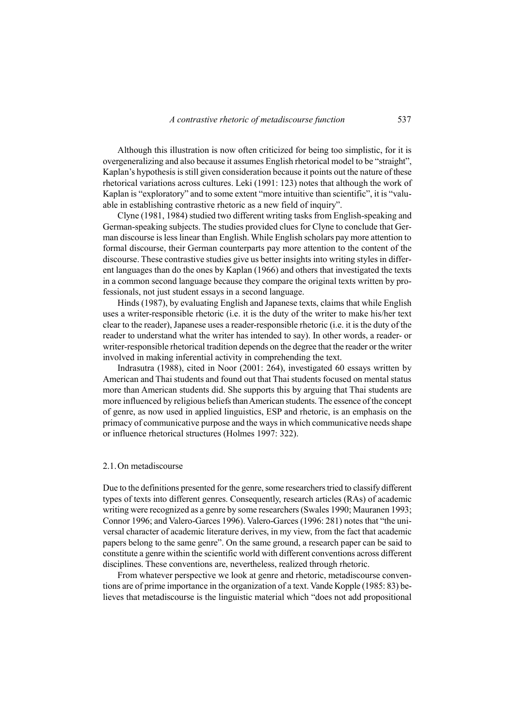Although this illustration is now often criticized for being too simplistic, for it is overgeneralizing and also because it assumes English rhetorical model to be "straight", Kaplan's hypothesis is still given consideration because it points out the nature of these rhetorical variations across cultures. Leki (1991: 123) notes that although the work of Kaplan is "exploratory" and to some extent "more intuitive than scientific", it is "valuable in establishing contrastive rhetoric as a new field of inquiry".

Clyne (1981, 1984) studied two different writing tasks from English-speaking and German-speaking subjects. The studies provided clues for Clyne to conclude that German discourse is less linear than English. While English scholars pay more attention to formal discourse, their German counterparts pay more attention to the content of the discourse. These contrastive studies give us better insights into writing styles in different languages than do the ones by Kaplan (1966) and others that investigated the texts in a common second language because they compare the original texts written by professionals, not just student essays in a second language.

Hinds (1987), by evaluating English and Japanese texts, claims that while English uses a writer-responsible rhetoric (i.e. it is the duty of the writer to make his/her text clear to the reader), Japanese uses a reader-responsible rhetoric (i.e. it is the duty of the reader to understand what the writer has intended to say). In other words, a reader- or writer-responsible rhetorical tradition depends on the degree that the reader or the writer involved in making inferential activity in comprehending the text.

Indrasutra (1988), cited in Noor (2001: 264), investigated 60 essays written by American and Thai students and found out that Thai students focused on mental status more than American students did. She supports this by arguing that Thai students are more influenced by religious beliefs than American students. The essence of the concept of genre, as now used in applied linguistics, ESP and rhetoric, is an emphasis on the primacy of communicative purpose and the ways in which communicative needs shape or influence rhetorical structures (Holmes 1997: 322).

### 2.1. On metadiscourse

Due to the definitions presented for the genre, some researchers tried to classify different types of texts into different genres. Consequently, research articles (RAs) of academic writing were recognized as a genre by some researchers (Swales 1990; Mauranen 1993; Connor 1996; and Valero-Garces 1996). Valero-Garces (1996: 281) notes that "the universal character of academic literature derives, in my view, from the fact that academic papers belong to the same genre". On the same ground, a research paper can be said to constitute a genre within the scientific world with different conventions across different disciplines. These conventions are, nevertheless, realized through rhetoric.

From whatever perspective we look at genre and rhetoric, metadiscourse conventions are of prime importance in the organization of a text. Vande Kopple (1985: 83) believes that metadiscourse is the linguistic material which "does not add propositional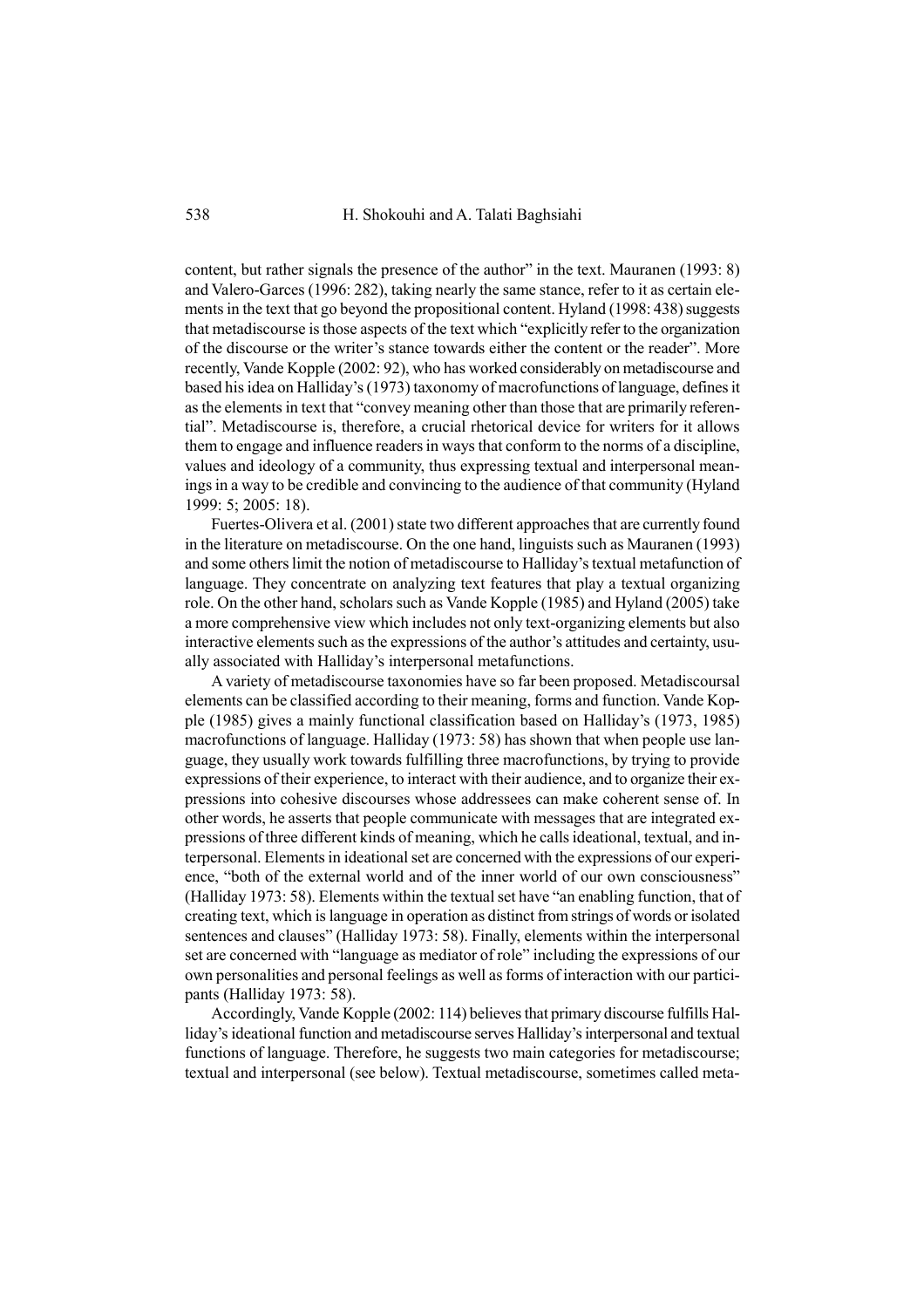content, but rather signals the presence of the author" in the text. Mauranen (1993: 8) and Valero-Garces (1996: 282), taking nearly the same stance, refer to it as certain elements in the text that go beyond the propositional content. Hyland (1998: 438) suggests that metadiscourse is those aspects of the text which "explicitly refer to the organization of the discourse or the writer's stance towards either the content or the reader". More recently, Vande Kopple (2002: 92), who has worked considerably on metadiscourse and based his idea on Halliday's (1973) taxonomy of macrofunctions of language, defines it as the elements in text that "convey meaning other than those that are primarily referential". Metadiscourse is, therefore, a crucial rhetorical device for writers for it allows them to engage and influence readers in ways that conform to the norms of a discipline, values and ideology of a community, thus expressing textual and interpersonal meanings in a way to be credible and convincing to the audience of that community (Hyland 1999: 5; 2005: 18).

Fuertes-Olivera et al. (2001) state two different approaches that are currently found in the literature on metadiscourse. On the one hand, linguists such as Mauranen (1993) and some others limit the notion of metadiscourse to Halliday's textual metafunction of language. They concentrate on analyzing text features that play a textual organizing role. On the other hand, scholars such as Vande Kopple (1985) and Hyland (2005) take a more comprehensive view which includes not only text-organizing elements but also interactive elements such as the expressions of the author's attitudes and certainty, usually associated with Halliday's interpersonal metafunctions.

A variety of metadiscourse taxonomies have so far been proposed. Metadiscoursal elements can be classified according to their meaning, forms and function. Vande Kopple (1985) gives a mainly functional classification based on Halliday's (1973, 1985) macrofunctions of language. Halliday (1973: 58) has shown that when people use language, they usually work towards fulfilling three macrofunctions, by trying to provide expressions of their experience, to interact with their audience, and to organize their expressions into cohesive discourses whose addressees can make coherent sense of. In other words, he asserts that people communicate with messages that are integrated expressions of three different kinds of meaning, which he calls ideational, textual, and interpersonal. Elements in ideational set are concerned with the expressions of our experience, "both of the external world and of the inner world of our own consciousness" (Halliday 1973: 58). Elements within the textual set have "an enabling function, that of creating text, which is language in operation as distinct from strings of words or isolated sentences and clauses" (Halliday 1973: 58). Finally, elements within the interpersonal set are concerned with "language as mediator of role" including the expressions of our own personalities and personal feelings as well as forms of interaction with our participants (Halliday 1973: 58).

Accordingly, Vande Kopple (2002: 114) believes that primary discourse fulfills Halliday's ideational function and metadiscourse serves Halliday's interpersonal and textual functions of language. Therefore, he suggests two main categories for metadiscourse; textual and interpersonal (see below). Textual metadiscourse, sometimes called meta-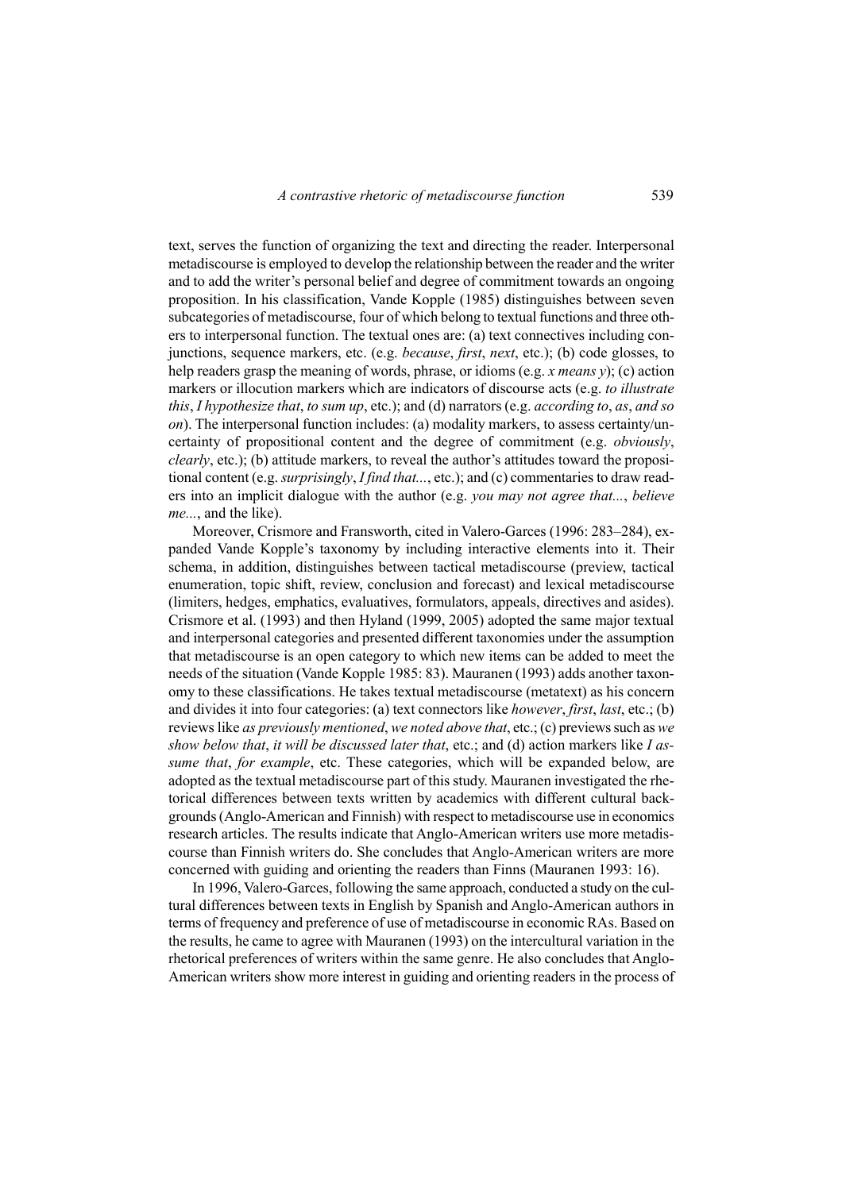text, serves the function of organizing the text and directing the reader. Interpersonal metadiscourse is employed to develop the relationship between the reader and the writer and to add the writer's personal belief and degree of commitment towards an ongoing proposition. In his classification, Vande Kopple (1985) distinguishes between seven subcategories of metadiscourse, four of which belong to textual functions and three others to interpersonal function. The textual ones are: (a) text connectives including conjunctions, sequence markers, etc. (e.g. *because*, *first*, *next*, etc.); (b) code glosses, to help readers grasp the meaning of words, phrase, or idioms (e.g. *x means y*); (c) action markers or illocution markers which are indicators of discourse acts (e.g. *to illustrate this*, *I hypothesize that*, *to sum up*, etc.); and (d) narrators (e.g. *according to*, *as*, *and so on*). The interpersonal function includes: (a) modality markers, to assess certainty/uncertainty of propositional content and the degree of commitment (e.g. *obviously*, *clearly*, etc.); (b) attitude markers, to reveal the author's attitudes toward the propositional content (e.g. *surprisingly*, *I find that...*, etc.); and (c) commentaries to draw readers into an implicit dialogue with the author (e.g. *you may not agree that...*, *believe me...*, and the like).

Moreover, Crismore and Fransworth, cited in Valero-Garces (1996: 283–284), expanded Vande Kopple's taxonomy by including interactive elements into it. Their schema, in addition, distinguishes between tactical metadiscourse (preview, tactical enumeration, topic shift, review, conclusion and forecast) and lexical metadiscourse (limiters, hedges, emphatics, evaluatives, formulators, appeals, directives and asides). Crismore et al. (1993) and then Hyland (1999, 2005) adopted the same major textual and interpersonal categories and presented different taxonomies under the assumption that metadiscourse is an open category to which new items can be added to meet the needs of the situation (Vande Kopple 1985: 83). Mauranen (1993) adds another taxonomy to these classifications. He takes textual metadiscourse (metatext) as his concern and divides it into four categories: (a) text connectors like *however*, *first*, *last*, etc.; (b) reviews like *as previously mentioned*, *we noted above that*, etc.; (c) previews such as *we show below that*, *it will be discussed later that*, etc.; and (d) action markers like *I assume that*, *for example*, etc. These categories, which will be expanded below, are adopted as the textual metadiscourse part of this study. Mauranen investigated the rhetorical differences between texts written by academics with different cultural backgrounds (Anglo-American and Finnish) with respect to metadiscourse use in economics research articles. The results indicate that Anglo-American writers use more metadiscourse than Finnish writers do. She concludes that Anglo-American writers are more concerned with guiding and orienting the readers than Finns (Mauranen 1993: 16).

In 1996, Valero-Garces, following the same approach, conducted a study on the cultural differences between texts in English by Spanish and Anglo-American authors in terms of frequency and preference of use of metadiscourse in economic RAs. Based on the results, he came to agree with Mauranen (1993) on the intercultural variation in the rhetorical preferences of writers within the same genre. He also concludes that Anglo-American writers show more interest in guiding and orienting readers in the process of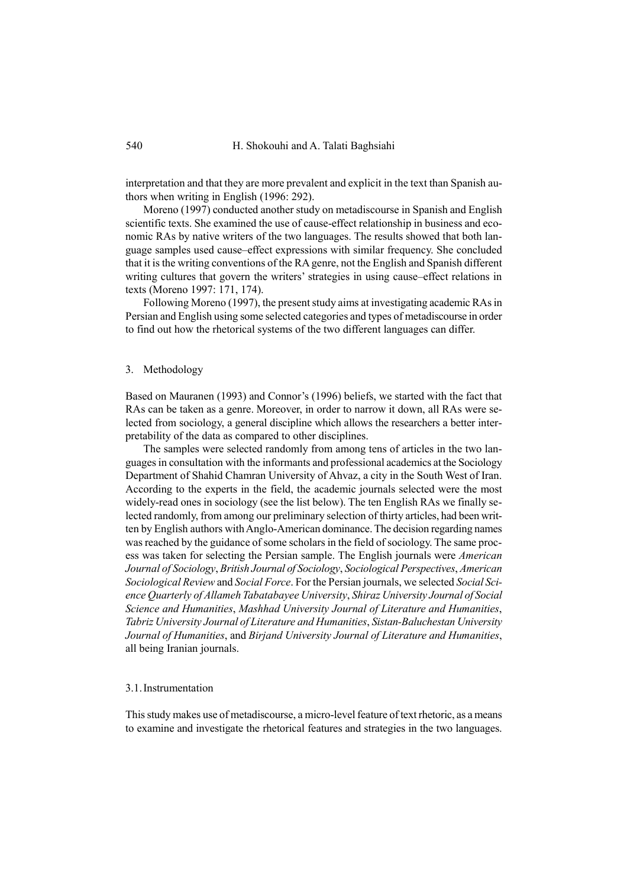interpretation and that they are more prevalent and explicit in the text than Spanish authors when writing in English (1996: 292).

Moreno (1997) conducted another study on metadiscourse in Spanish and English scientific texts. She examined the use of cause-effect relationship in business and economic RAs by native writers of the two languages. The results showed that both language samples used cause–effect expressions with similar frequency. She concluded that it is the writing conventions of the RA genre, not the English and Spanish different writing cultures that govern the writers' strategies in using cause–effect relations in texts (Moreno 1997: 171, 174).

Following Moreno (1997), the present study aims at investigating academic RAs in Persian and English using some selected categories and types of metadiscourse in order to find out how the rhetorical systems of the two different languages can differ.

## 3. Methodology

Based on Mauranen (1993) and Connor's (1996) beliefs, we started with the fact that RAs can be taken as a genre. Moreover, in order to narrow it down, all RAs were selected from sociology, a general discipline which allows the researchers a better interpretability of the data as compared to other disciplines.

The samples were selected randomly from among tens of articles in the two languages in consultation with the informants and professional academics at the Sociology Department of Shahid Chamran University of Ahvaz, a city in the South West of Iran. According to the experts in the field, the academic journals selected were the most widely-read ones in sociology (see the list below). The ten English RAs we finally selected randomly, from among our preliminary selection of thirty articles, had been written by English authors with Anglo-American dominance. The decision regarding names was reached by the guidance of some scholars in the field of sociology. The same process was taken for selecting the Persian sample. The English journals were *American Journal of Sociology*, *British Journal of Sociology*, *Sociological Perspectives*, *American Sociological Review* and *Social Force*. For the Persian journals, we selected *Social Science Quarterly of Allameh Tabatabayee University*, *Shiraz University Journal of Social Science and Humanities*, *Mashhad University Journal of Literature and Humanities*, *Tabriz University Journal of Literature and Humanities*, *Sistan-Baluchestan University Journal of Humanities*, and *Birjand University Journal of Literature and Humanities*, all being Iranian journals.

### 3.1. Instrumentation

This study makes use of metadiscourse, a micro-level feature of text rhetoric, as a means to examine and investigate the rhetorical features and strategies in the two languages.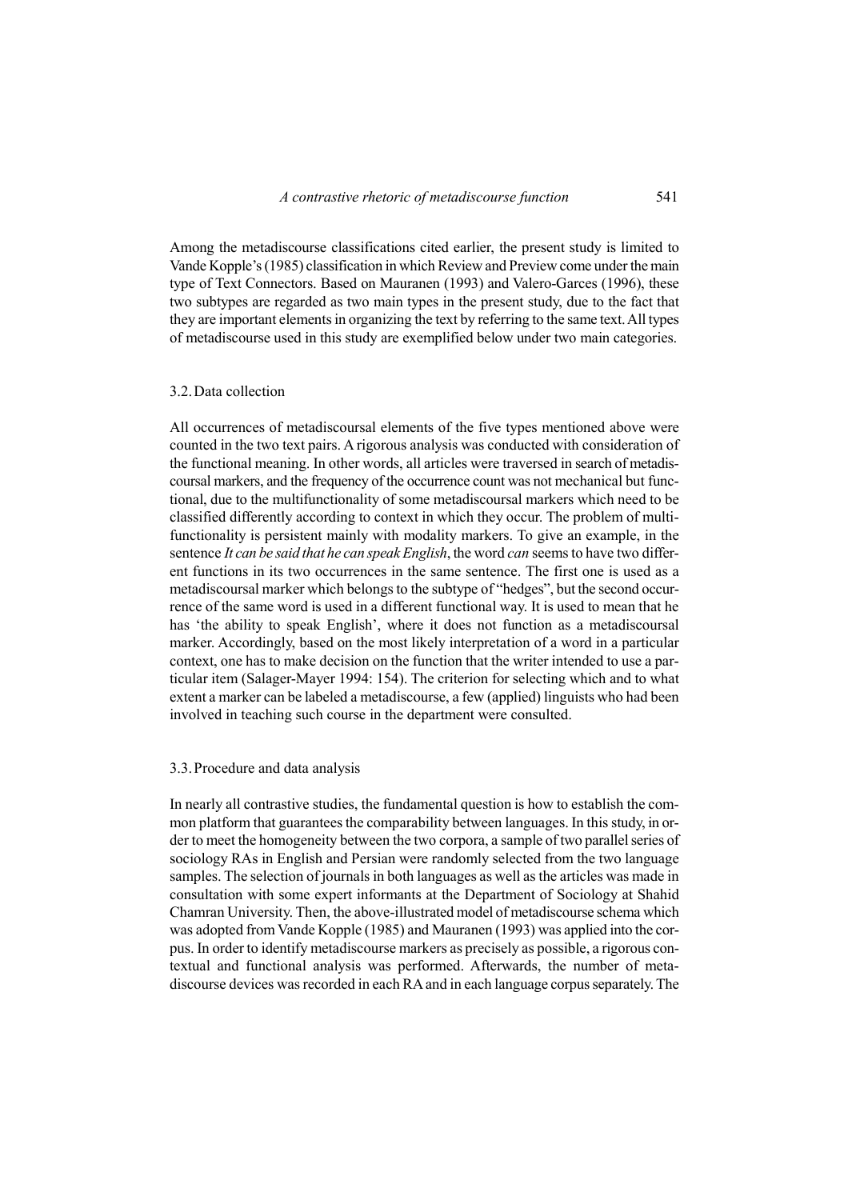Among the metadiscourse classifications cited earlier, the present study is limited to Vande Kopple's (1985) classification in which Review and Preview come under the main type of Text Connectors. Based on Mauranen (1993) and Valero-Garces (1996), these two subtypes are regarded as two main types in the present study, due to the fact that they are important elements in organizing the text by referring to the same text. All types of metadiscourse used in this study are exemplified below under two main categories.

### 3.2. Data collection

All occurrences of metadiscoursal elements of the five types mentioned above were counted in the two text pairs. A rigorous analysis was conducted with consideration of the functional meaning. In other words, all articles were traversed in search of metadiscoursal markers, and the frequency of the occurrence count was not mechanical but functional, due to the multifunctionality of some metadiscoursal markers which need to be classified differently according to context in which they occur. The problem of multifunctionality is persistent mainly with modality markers. To give an example, in the sentence *It can be said that he can speak English*, the word *can* seems to have two different functions in its two occurrences in the same sentence. The first one is used as a metadiscoursal marker which belongs to the subtype of "hedges", but the second occurrence of the same word is used in a different functional way. It is used to mean that he has 'the ability to speak English', where it does not function as a metadiscoursal marker. Accordingly, based on the most likely interpretation of a word in a particular context, one has to make decision on the function that the writer intended to use a particular item (Salager-Mayer 1994: 154). The criterion for selecting which and to what extent a marker can be labeled a metadiscourse, a few (applied) linguists who had been involved in teaching such course in the department were consulted.

### 3.3. Procedure and data analysis

In nearly all contrastive studies, the fundamental question is how to establish the common platform that guarantees the comparability between languages. In this study, in order to meet the homogeneity between the two corpora, a sample of two parallel series of sociology RAs in English and Persian were randomly selected from the two language samples. The selection of journals in both languages as well as the articles was made in consultation with some expert informants at the Department of Sociology at Shahid Chamran University. Then, the above-illustrated model of metadiscourse schema which was adopted from Vande Kopple (1985) and Mauranen (1993) was applied into the corpus. In order to identify metadiscourse markers as precisely as possible, a rigorous contextual and functional analysis was performed. Afterwards, the number of metadiscourse devices was recorded in each RA and in each language corpus separately. The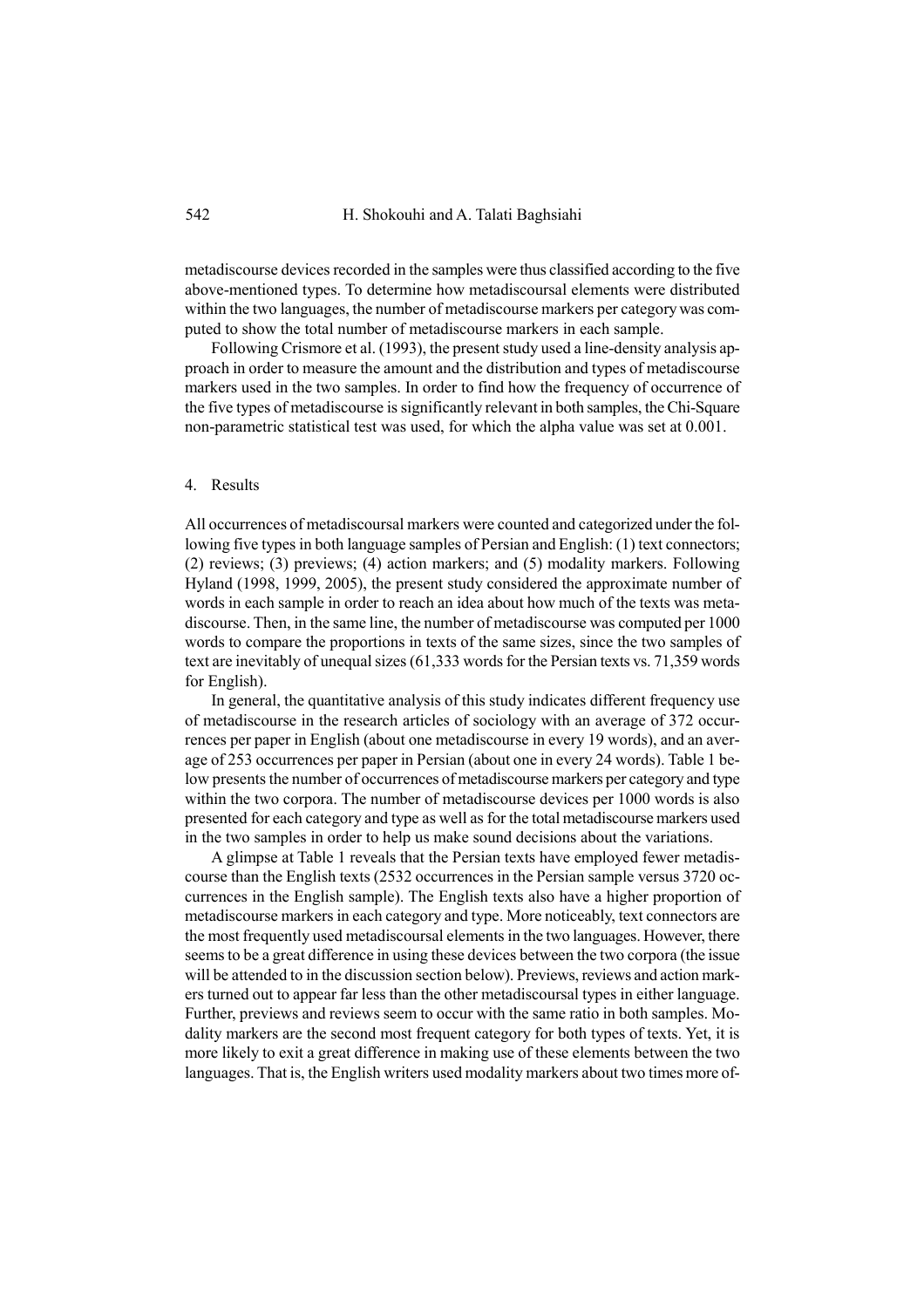metadiscourse devices recorded in the samples were thus classified according to the five above-mentioned types. To determine how metadiscoursal elements were distributed within the two languages, the number of metadiscourse markers per category was computed to show the total number of metadiscourse markers in each sample.

Following Crismore et al. (1993), the present study used a line-density analysis approach in order to measure the amount and the distribution and types of metadiscourse markers used in the two samples. In order to find how the frequency of occurrence of the five types of metadiscourse is significantly relevant in both samples, the Chi-Square non-parametric statistical test was used, for which the alpha value was set at 0.001.

## 4. Results

All occurrences of metadiscoursal markers were counted and categorized under the following five types in both language samples of Persian and English: (1) text connectors; (2) reviews; (3) previews; (4) action markers; and (5) modality markers. Following Hyland (1998, 1999, 2005), the present study considered the approximate number of words in each sample in order to reach an idea about how much of the texts was metadiscourse. Then, in the same line, the number of metadiscourse was computed per 1000 words to compare the proportions in texts of the same sizes, since the two samples of text are inevitably of unequal sizes (61,333 words for the Persian texts vs. 71,359 words for English).

In general, the quantitative analysis of this study indicates different frequency use of metadiscourse in the research articles of sociology with an average of 372 occurrences per paper in English (about one metadiscourse in every 19 words), and an average of 253 occurrences per paper in Persian (about one in every 24 words). Table 1 below presents the number of occurrences of metadiscourse markers per category and type within the two corpora. The number of metadiscourse devices per 1000 words is also presented for each category and type as well as for the total metadiscourse markers used in the two samples in order to help us make sound decisions about the variations.

A glimpse at Table 1 reveals that the Persian texts have employed fewer metadiscourse than the English texts (2532 occurrences in the Persian sample versus 3720 occurrences in the English sample). The English texts also have a higher proportion of metadiscourse markers in each category and type. More noticeably, text connectors are the most frequently used metadiscoursal elements in the two languages. However, there seems to be a great difference in using these devices between the two corpora (the issue will be attended to in the discussion section below). Previews, reviews and action markers turned out to appear far less than the other metadiscoursal types in either language. Further, previews and reviews seem to occur with the same ratio in both samples. Modality markers are the second most frequent category for both types of texts. Yet, it is more likely to exit a great difference in making use of these elements between the two languages. That is, the English writers used modality markers about two times more of-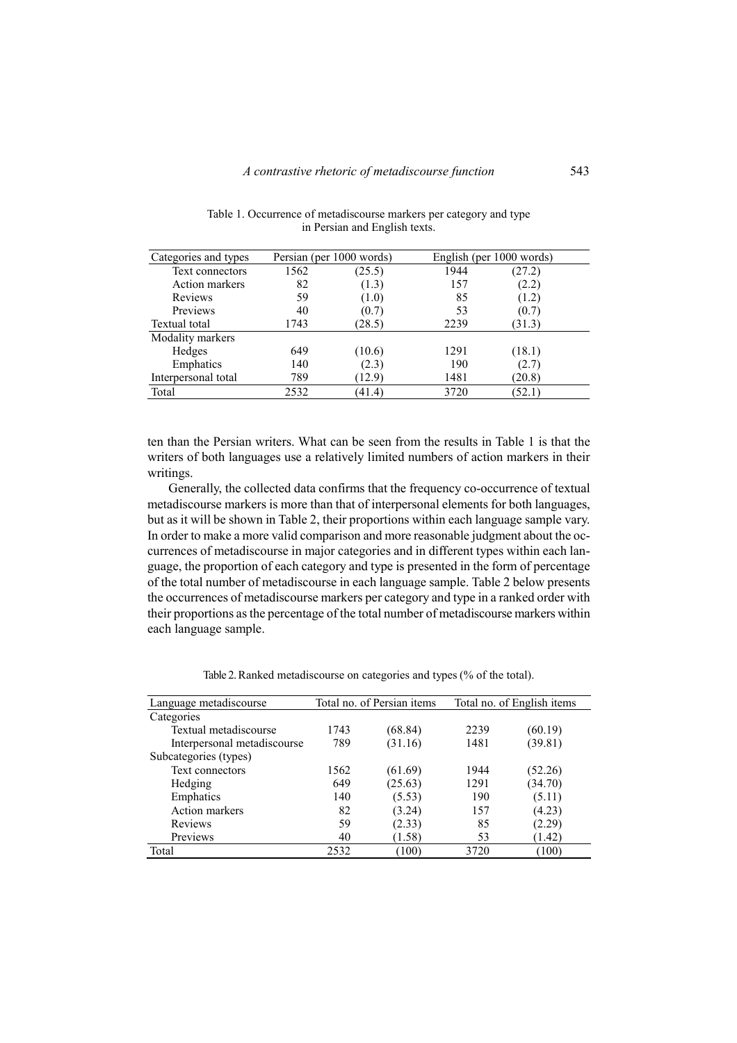Table 1. Occurrence of metadiscourse markers per category and type in Persian and English texts.

| Categories and types | Persian (per 1000 words) | | English (per 1000 words) | |
|---|---|---|---|---|
| Text connectors | 1562 | (25.5) | 1944 | (27.2) |
| Action markers | 82 | (1.3) | 157 | (2.2) |
| Reviews | 59 | (1.0) | 85 | (1.2) |
| Previews | 40 | (0.7) | 53 | (0.7) |
| Textual total | 1743 | (28.5) | 2239 | (31.3) |
| Modality markers | | | | |
| Hedges | 649 | (10.6) | 1291 | (18.1) |
| Emphatics | 140 | (2.3) | 190 | (2.7) |
| Interpersonal total | 789 | (12.9) | 1481 | (20.8) |
| Total | 2532 | (41.4) | 3720 | (52.1) |

ten than the Persian writers. What can be seen from the results in Table 1 is that the writers of both languages use a relatively limited numbers of action markers in their writings.

Generally, the collected data confirms that the frequency co-occurrence of textual metadiscourse markers is more than that of interpersonal elements for both languages, but as it will be shown in Table 2, their proportions within each language sample vary. In order to make a more valid comparison and more reasonable judgment about the occurrences of metadiscourse in major categories and in different types within each language, the proportion of each category and type is presented in the form of percentage of the total number of metadiscourse in each language sample. Table 2 below presents the occurrences of metadiscourse markers per category and type in a ranked order with their proportions as the percentage of the total number of metadiscourse markers within each language sample.

Table 2. Ranked metadiscourse on categories and types (% of the total).

| Language metadiscourse | Total no. of Persian items | | Total no. of English items | |
|---|---|---|---|---|
| Categories | | | | |
| Textual metadiscourse | 1743 | (68.84) | 2239 | (60.19) |
| Interpersonal metadiscourse | 789 | (31.16) | 1481 | (39.81) |
| Subcategories (types) | | | | |
| Text connectors | 1562 | (61.69) | 1944 | (52.26) |
| Hedging | 649 | (25.63) | 1291 | (34.70) |
| Emphatics | 140 | (5.53) | 190 | (5.11) |
| Action markers | 82 | (3.24) | 157 | (4.23) |
| Reviews | 59 | (2.33) | 85 | (2.29) |
| Previews | 40 | (1.58) | 53 | (1.42) |
| Total | 2532 | (100) | 3720 | (100) |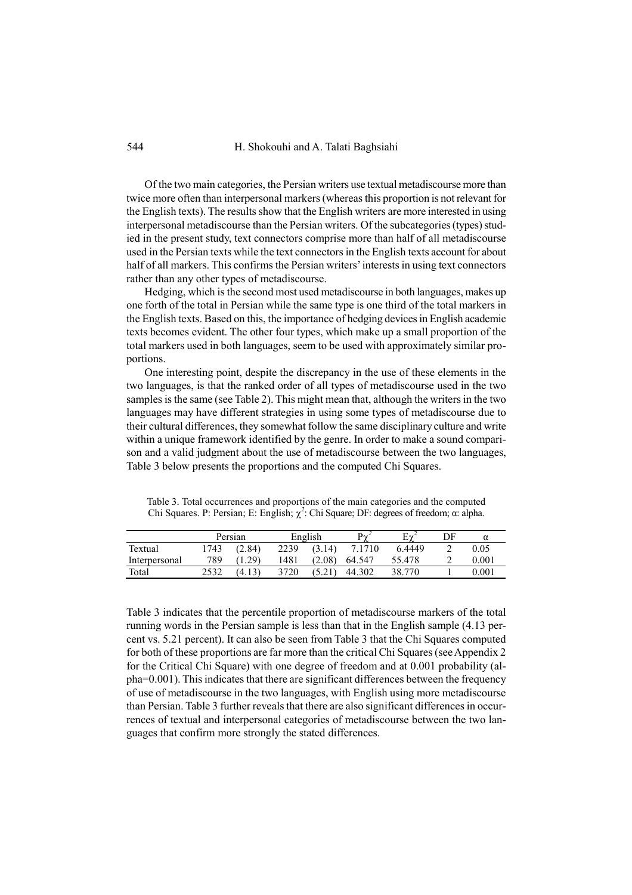Of the two main categories, the Persian writers use textual metadiscourse more than twice more often than interpersonal markers (whereas this proportion is not relevant for the English texts). The results show that the English writers are more interested in using interpersonal metadiscourse than the Persian writers. Of the subcategories (types) studied in the present study, text connectors comprise more than half of all metadiscourse used in the Persian texts while the text connectors in the English texts account for about half of all markers. This confirms the Persian writers' interests in using text connectors rather than any other types of metadiscourse.

Hedging, which is the second most used metadiscourse in both languages, makes up one forth of the total in Persian while the same type is one third of the total markers in the English texts. Based on this, the importance of hedging devices in English academic texts becomes evident. The other four types, which make up a small proportion of the total markers used in both languages, seem to be used with approximately similar proportions.

One interesting point, despite the discrepancy in the use of these elements in the two languages, is that the ranked order of all types of metadiscourse used in the two samples is the same (see Table 2). This might mean that, although the writers in the two languages may have different strategies in using some types of metadiscourse due to their cultural differences, they somewhat follow the same disciplinary culture and write within a unique framework identified by the genre. In order to make a sound comparison and a valid judgment about the use of metadiscourse between the two languages, Table 3 below presents the proportions and the computed Chi Squares.

Table 3. Total occurrences and proportions of the main categories and the computed Chi Squares. P: Persian; E: English; $\chi^2$: Chi Square; DF: degrees of freedom; α: alpha.

| | Persian | | English | | $P\chi^2$ | $E\chi^2$ | DF | α |
|---|---|---|---|---|---|---|---|---|
| Textual | 1743 | (2.84) | 2239 | (3.14) | 7.1710 | 6.4449 | 2 | 0.05 |
| Interpersonal | 789 | (1.29) | 1481 | (2.08) | 64.547 | 55.478 | 2 | 0.001 |
| Total | 2532 | (4.13) | 3720 | (5.21) | 44.302 | 38.770 | 1 | 0.001 |

Table 3 indicates that the percentile proportion of metadiscourse markers of the total running words in the Persian sample is less than that in the English sample (4.13 percent vs. 5.21 percent). It can also be seen from Table 3 that the Chi Squares computed for both of these proportions are far more than the critical Chi Squares (see Appendix 2 for the Critical Chi Square) with one degree of freedom and at 0.001 probability (alpha=0.001). This indicates that there are significant differences between the frequency of use of metadiscourse in the two languages, with English using more metadiscourse than Persian. Table 3 further reveals that there are also significant differences in occurrences of textual and interpersonal categories of metadiscourse between the two languages that confirm more strongly the stated differences.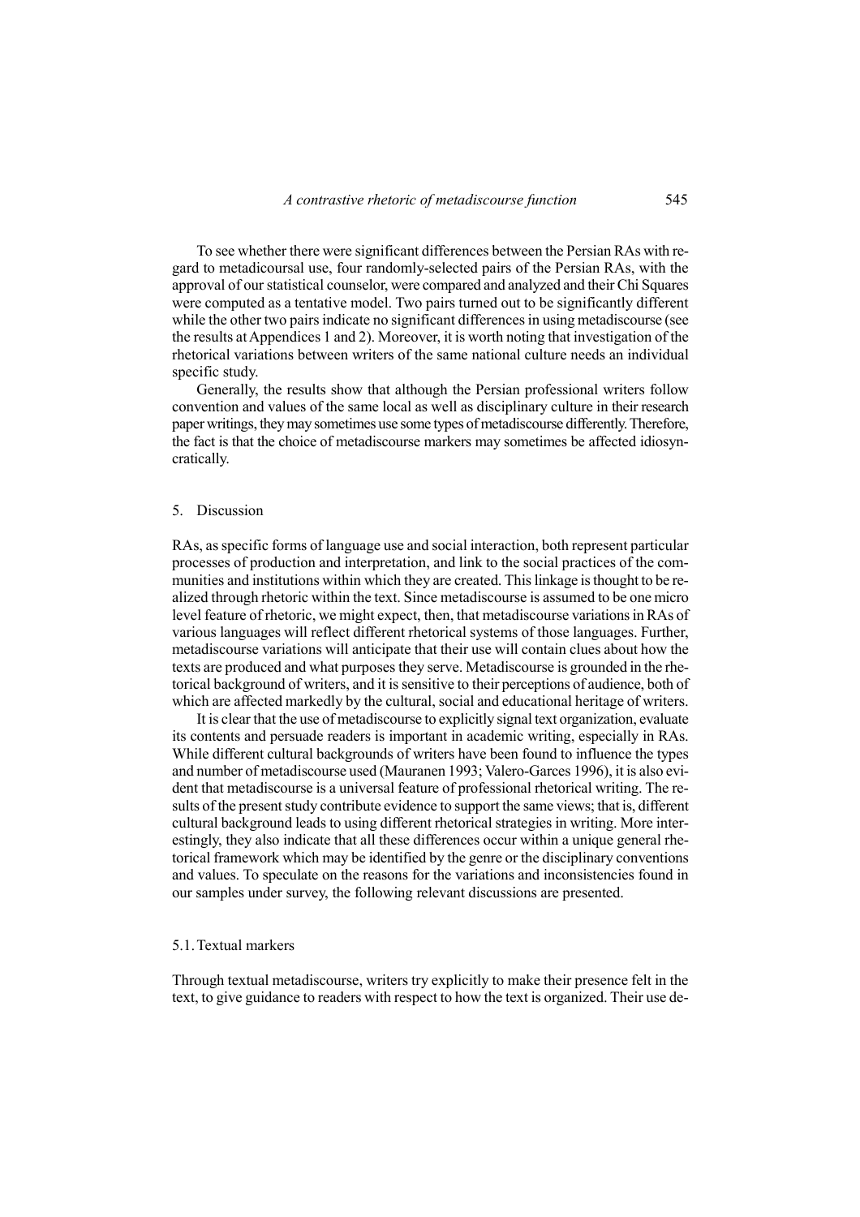To see whether there were significant differences between the Persian RAs with regard to metadicoursal use, four randomly-selected pairs of the Persian RAs, with the approval of our statistical counselor, were compared and analyzed and their Chi Squares were computed as a tentative model. Two pairs turned out to be significantly different while the other two pairs indicate no significant differences in using metadiscourse (see the results at Appendices 1 and 2). Moreover, it is worth noting that investigation of the rhetorical variations between writers of the same national culture needs an individual specific study.

Generally, the results show that although the Persian professional writers follow convention and values of the same local as well as disciplinary culture in their research paper writings, they may sometimes use some types of metadiscourse differently. Therefore, the fact is that the choice of metadiscourse markers may sometimes be affected idiosyncratically.

## 5. Discussion

RAs, as specific forms of language use and social interaction, both represent particular processes of production and interpretation, and link to the social practices of the communities and institutions within which they are created. This linkage is thought to be realized through rhetoric within the text. Since metadiscourse is assumed to be one micro level feature of rhetoric, we might expect, then, that metadiscourse variations in RAs of various languages will reflect different rhetorical systems of those languages. Further, metadiscourse variations will anticipate that their use will contain clues about how the texts are produced and what purposes they serve. Metadiscourse is grounded in the rhetorical background of writers, and it is sensitive to their perceptions of audience, both of which are affected markedly by the cultural, social and educational heritage of writers.

It is clear that the use of metadiscourse to explicitly signal text organization, evaluate its contents and persuade readers is important in academic writing, especially in RAs. While different cultural backgrounds of writers have been found to influence the types and number of metadiscourse used (Mauranen 1993; Valero-Garces 1996), it is also evident that metadiscourse is a universal feature of professional rhetorical writing. The results of the present study contribute evidence to support the same views; that is, different cultural background leads to using different rhetorical strategies in writing. More interestingly, they also indicate that all these differences occur within a unique general rhetorical framework which may be identified by the genre or the disciplinary conventions and values. To speculate on the reasons for the variations and inconsistencies found in our samples under survey, the following relevant discussions are presented.

### 5.1. Textual markers

Through textual metadiscourse, writers try explicitly to make their presence felt in the text, to give guidance to readers with respect to how the text is organized. Their use de-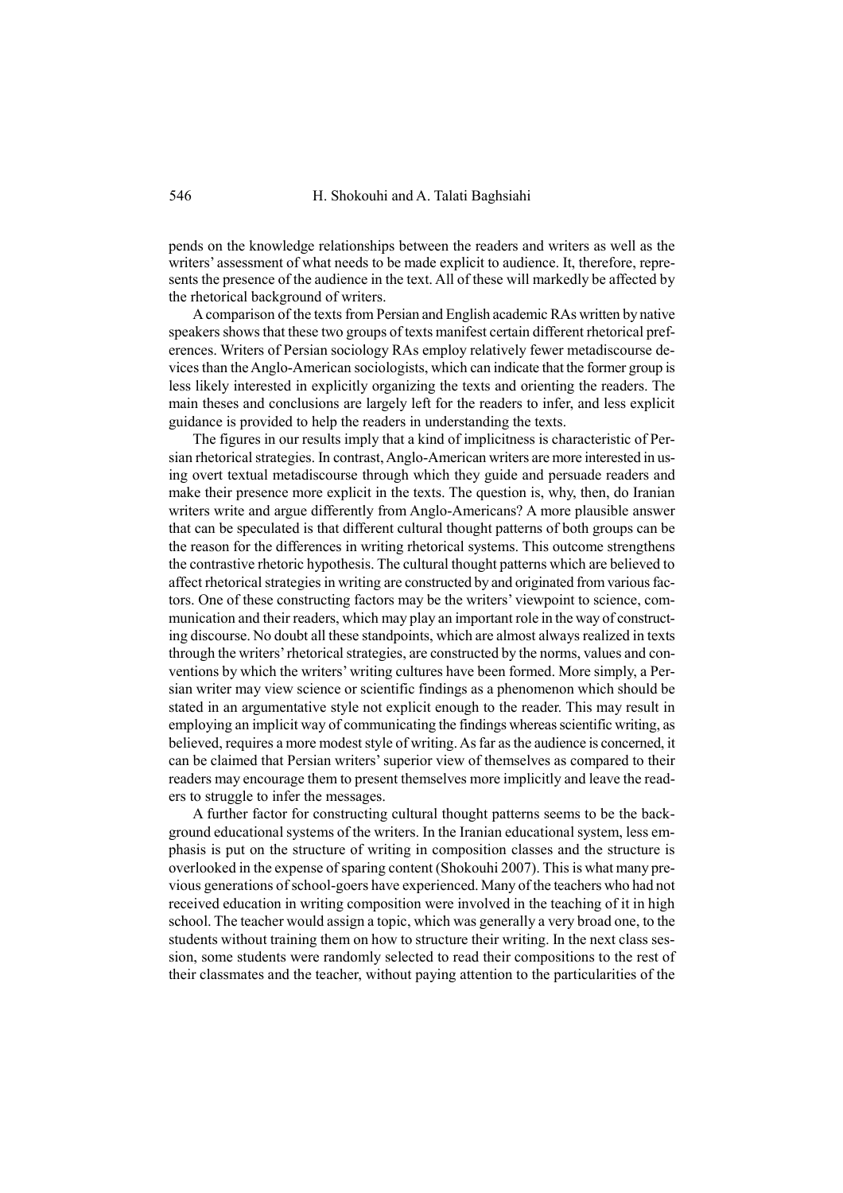pends on the knowledge relationships between the readers and writers as well as the writers' assessment of what needs to be made explicit to audience. It, therefore, represents the presence of the audience in the text. All of these will markedly be affected by the rhetorical background of writers.

A comparison of the texts from Persian and English academic RAs written by native speakers shows that these two groups of texts manifest certain different rhetorical preferences. Writers of Persian sociology RAs employ relatively fewer metadiscourse devices than the Anglo-American sociologists, which can indicate that the former group is less likely interested in explicitly organizing the texts and orienting the readers. The main theses and conclusions are largely left for the readers to infer, and less explicit guidance is provided to help the readers in understanding the texts.

The figures in our results imply that a kind of implicitness is characteristic of Persian rhetorical strategies. In contrast, Anglo-American writers are more interested in using overt textual metadiscourse through which they guide and persuade readers and make their presence more explicit in the texts. The question is, why, then, do Iranian writers write and argue differently from Anglo-Americans? A more plausible answer that can be speculated is that different cultural thought patterns of both groups can be the reason for the differences in writing rhetorical systems. This outcome strengthens the contrastive rhetoric hypothesis. The cultural thought patterns which are believed to affect rhetorical strategies in writing are constructed by and originated from various factors. One of these constructing factors may be the writers' viewpoint to science, communication and their readers, which may play an important role in the way of constructing discourse. No doubt all these standpoints, which are almost always realized in texts through the writers' rhetorical strategies, are constructed by the norms, values and conventions by which the writers' writing cultures have been formed. More simply, a Persian writer may view science or scientific findings as a phenomenon which should be stated in an argumentative style not explicit enough to the reader. This may result in employing an implicit way of communicating the findings whereas scientific writing, as believed, requires a more modest style of writing. As far as the audience is concerned, it can be claimed that Persian writers' superior view of themselves as compared to their readers may encourage them to present themselves more implicitly and leave the readers to struggle to infer the messages.

A further factor for constructing cultural thought patterns seems to be the background educational systems of the writers. In the Iranian educational system, less emphasis is put on the structure of writing in composition classes and the structure is overlooked in the expense of sparing content (Shokouhi 2007). This is what many previous generations of school-goers have experienced. Many of the teachers who had not received education in writing composition were involved in the teaching of it in high school. The teacher would assign a topic, which was generally a very broad one, to the students without training them on how to structure their writing. In the next class session, some students were randomly selected to read their compositions to the rest of their classmates and the teacher, without paying attention to the particularities of the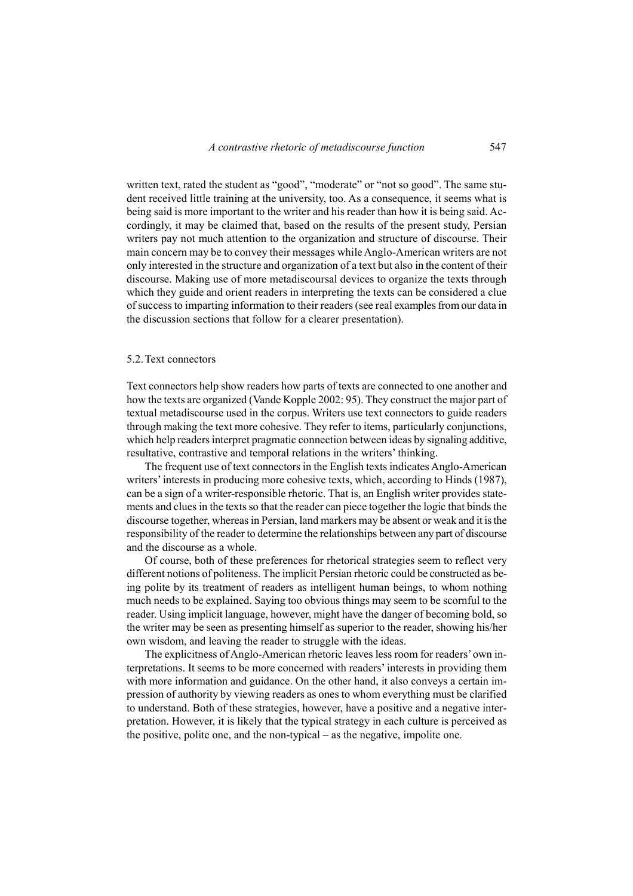written text, rated the student as "good", "moderate" or "not so good". The same student received little training at the university, too. As a consequence, it seems what is being said is more important to the writer and his reader than how it is being said. Accordingly, it may be claimed that, based on the results of the present study, Persian writers pay not much attention to the organization and structure of discourse. Their main concern may be to convey their messages while Anglo-American writers are not only interested in the structure and organization of a text but also in the content of their discourse. Making use of more metadiscoursal devices to organize the texts through which they guide and orient readers in interpreting the texts can be considered a clue of success to imparting information to their readers (see real examples from our data in the discussion sections that follow for a clearer presentation).

### 5.2. Text connectors

Text connectors help show readers how parts of texts are connected to one another and how the texts are organized (Vande Kopple 2002: 95). They construct the major part of textual metadiscourse used in the corpus. Writers use text connectors to guide readers through making the text more cohesive. They refer to items, particularly conjunctions, which help readers interpret pragmatic connection between ideas by signaling additive, resultative, contrastive and temporal relations in the writers' thinking.

The frequent use of text connectors in the English texts indicates Anglo-American writers' interests in producing more cohesive texts, which, according to Hinds (1987), can be a sign of a writer-responsible rhetoric. That is, an English writer provides statements and clues in the texts so that the reader can piece together the logic that binds the discourse together, whereas in Persian, land markers may be absent or weak and it is the responsibility of the reader to determine the relationships between any part of discourse and the discourse as a whole.

Of course, both of these preferences for rhetorical strategies seem to reflect very different notions of politeness. The implicit Persian rhetoric could be constructed as being polite by its treatment of readers as intelligent human beings, to whom nothing much needs to be explained. Saying too obvious things may seem to be scornful to the reader. Using implicit language, however, might have the danger of becoming bold, so the writer may be seen as presenting himself as superior to the reader, showing his/her own wisdom, and leaving the reader to struggle with the ideas.

The explicitness of Anglo-American rhetoric leaves less room for readers' own interpretations. It seems to be more concerned with readers' interests in providing them with more information and guidance. On the other hand, it also conveys a certain impression of authority by viewing readers as ones to whom everything must be clarified to understand. Both of these strategies, however, have a positive and a negative interpretation. However, it is likely that the typical strategy in each culture is perceived as the positive, polite one, and the non-typical – as the negative, impolite one.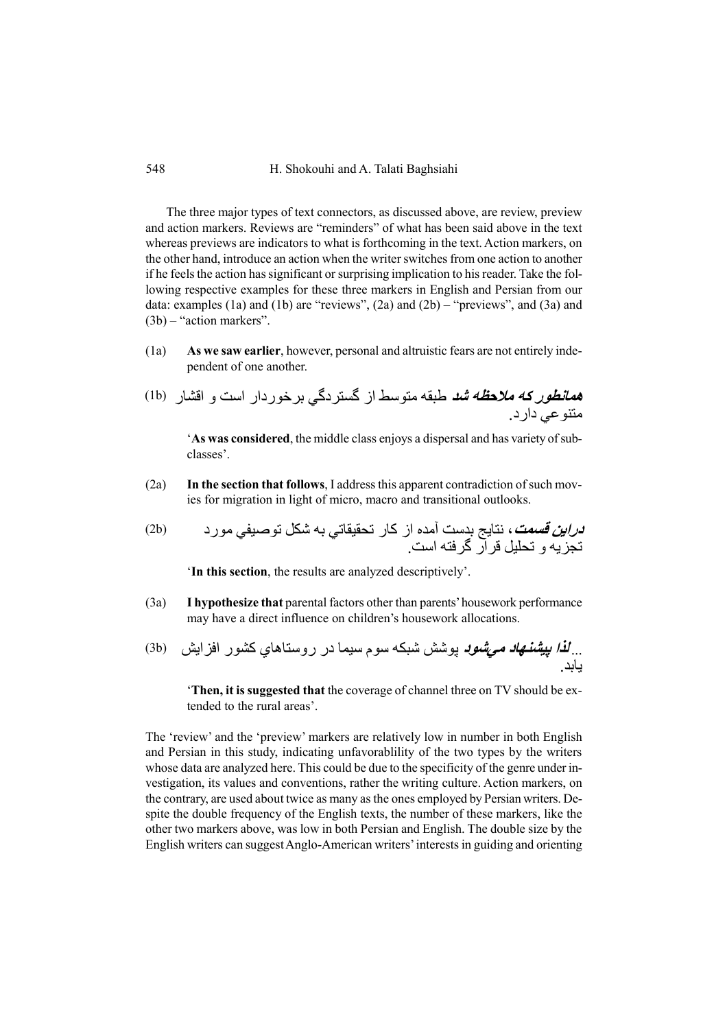The three major types of text connectors, as discussed above, are review, preview and action markers. Reviews are "reminders" of what has been said above in the text whereas previews are indicators to what is forthcoming in the text. Action markers, on the other hand, introduce an action when the writer switches from one action to another if he feels the action has significant or surprising implication to his reader. Take the following respective examples for these three markers in English and Persian from our data: examples (1a) and (1b) are "reviews", (2a) and (2b) – "previews", and (3a) and (3b) – "action markers".

(1a) **As we saw earlier**, however, personal and altruistic fears are not entirely independent of one another.

(1b) ***همانطور که ملاحظه شد*** طبقه متوسط از گستردگي برخوردار است و اقشار متنوعي دارد.

'**As was considered**, the middle class enjoys a dispersal and has variety of subclasses'.

(2a) **In the section that follows**, I address this apparent contradiction of such movies for migration in light of micro, macro and transitional outlooks.

(2b) ***دراین قسمت***، نتايج بدست آمده از كار تحقيقاتي به شكل توصيفي مورد تجزيه و تحليل قرار گرفته است.

'**In this section**, the results are analyzed descriptively'.

(3a) **I hypothesize that** parental factors other than parents' housework performance may have a direct influence on children's housework allocations.

(3b) ...***لذا پيشنهاد مي‌شود*** پوشش شبكه سوم سيما در روستاهاي كشور افزايش يابد.

'**Then, it is suggested that** the coverage of channel three on TV should be extended to the rural areas'.

The 'review' and the 'preview' markers are relatively low in number in both English and Persian in this study, indicating unfavorablility of the two types by the writers whose data are analyzed here. This could be due to the specificity of the genre under investigation, its values and conventions, rather the writing culture. Action markers, on the contrary, are used about twice as many as the ones employed by Persian writers. Despite the double frequency of the English texts, the number of these markers, like the other two markers above, was low in both Persian and English. The double size by the English writers can suggest Anglo-American writers' interests in guiding and orienting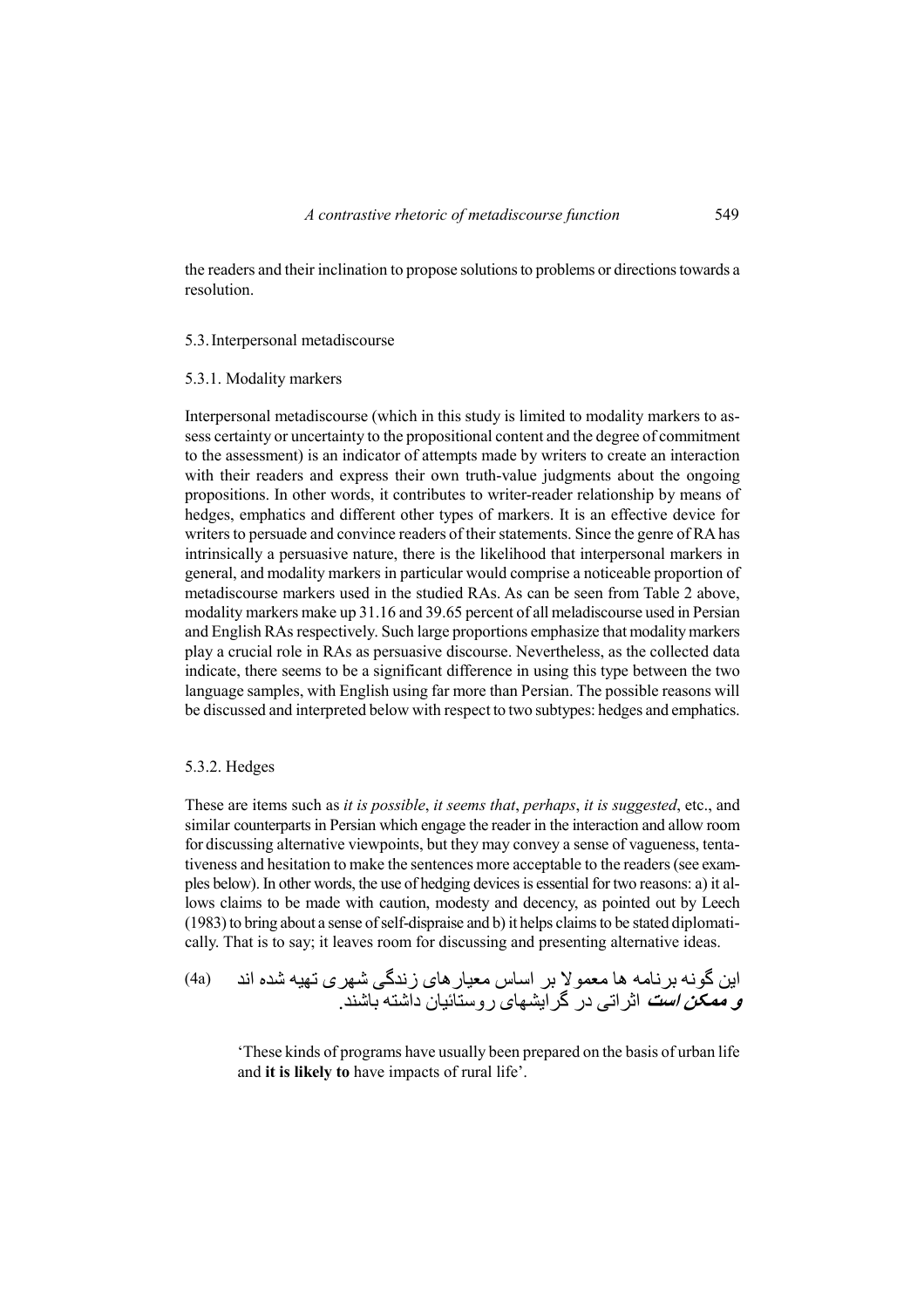the readers and their inclination to propose solutions to problems or directions towards a resolution.

### 5.3. Interpersonal metadiscourse

#### 5.3.1. Modality markers

Interpersonal metadiscourse (which in this study is limited to modality markers to assess certainty or uncertainty to the propositional content and the degree of commitment to the assessment) is an indicator of attempts made by writers to create an interaction with their readers and express their own truth-value judgments about the ongoing propositions. In other words, it contributes to writer-reader relationship by means of hedges, emphatics and different other types of markers. It is an effective device for writers to persuade and convince readers of their statements. Since the genre of RA has intrinsically a persuasive nature, there is the likelihood that interpersonal markers in general, and modality markers in particular would comprise a noticeable proportion of metadiscourse markers used in the studied RAs. As can be seen from Table 2 above, modality markers make up 31.16 and 39.65 percent of all meladiscourse used in Persian and English RAs respectively. Such large proportions emphasize that modality markers play a crucial role in RAs as persuasive discourse. Nevertheless, as the collected data indicate, there seems to be a significant difference in using this type between the two language samples, with English using far more than Persian. The possible reasons will be discussed and interpreted below with respect to two subtypes: hedges and emphatics.

#### 5.3.2. Hedges

These are items such as *it is possible*, *it seems that*, *perhaps*, *it is suggested*, etc., and similar counterparts in Persian which engage the reader in the interaction and allow room for discussing alternative viewpoints, but they may convey a sense of vagueness, tentativeness and hesitation to make the sentences more acceptable to the readers (see examples below). In other words, the use of hedging devices is essential for two reasons: a) it allows claims to be made with caution, modesty and decency, as pointed out by Leech (1983) to bring about a sense of self-dispraise and b) it helps claims to be stated diplomatically. That is to say; it leaves room for discussing and presenting alternative ideas.

(4a) این گونه برنامه ها معمولا بر اساس معیارهای زندگی شهری تهیه شده اند ***و ممکن است*** اثراتی در گرایشهای روستائیان داشته باشند.

'These kinds of programs have usually been prepared on the basis of urban life and **it is likely to** have impacts of rural life'.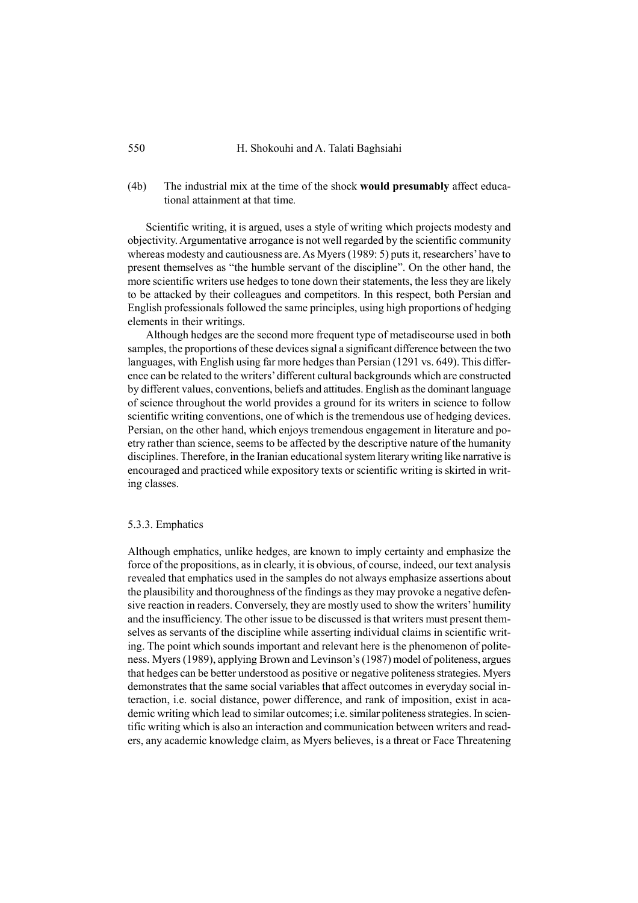(4b) The industrial mix at the time of the shock **would presumably** affect educational attainment at that time.

Scientific writing, it is argued, uses a style of writing which projects modesty and objectivity. Argumentative arrogance is not well regarded by the scientific community whereas modesty and cautiousness are. As Myers (1989: 5) puts it, researchers' have to present themselves as "the humble servant of the discipline". On the other hand, the more scientific writers use hedges to tone down their statements, the less they are likely to be attacked by their colleagues and competitors. In this respect, both Persian and English professionals followed the same principles, using high proportions of hedging elements in their writings.

Although hedges are the second more frequent type of metadiseourse used in both samples, the proportions of these devices signal a significant difference between the two languages, with English using far more hedges than Persian (1291 vs. 649). This difference can be related to the writers' different cultural backgrounds which are constructed by different values, conventions, beliefs and attitudes. English as the dominant language of science throughout the world provides a ground for its writers in science to follow scientific writing conventions, one of which is the tremendous use of hedging devices. Persian, on the other hand, which enjoys tremendous engagement in literature and poetry rather than science, seems to be affected by the descriptive nature of the humanity disciplines. Therefore, in the Iranian educational system literary writing like narrative is encouraged and practiced while expository texts or scientific writing is skirted in writing classes.

### 5.3.3. Emphatics

Although emphatics, unlike hedges, are known to imply certainty and emphasize the force of the propositions, as in clearly, it is obvious, of course, indeed, our text analysis revealed that emphatics used in the samples do not always emphasize assertions about the plausibility and thoroughness of the findings as they may provoke a negative defensive reaction in readers. Conversely, they are mostly used to show the writers' humility and the insufficiency. The other issue to be discussed is that writers must present themselves as servants of the discipline while asserting individual claims in scientific writing. The point which sounds important and relevant here is the phenomenon of politeness. Myers (1989), applying Brown and Levinson's (1987) model of politeness, argues that hedges can be better understood as positive or negative politeness strategies. Myers demonstrates that the same social variables that affect outcomes in everyday social interaction, i.e. social distance, power difference, and rank of imposition, exist in academic writing which lead to similar outcomes; i.e. similar politeness strategies. In scientific writing which is also an interaction and communication between writers and readers, any academic knowledge claim, as Myers believes, is a threat or Face Threatening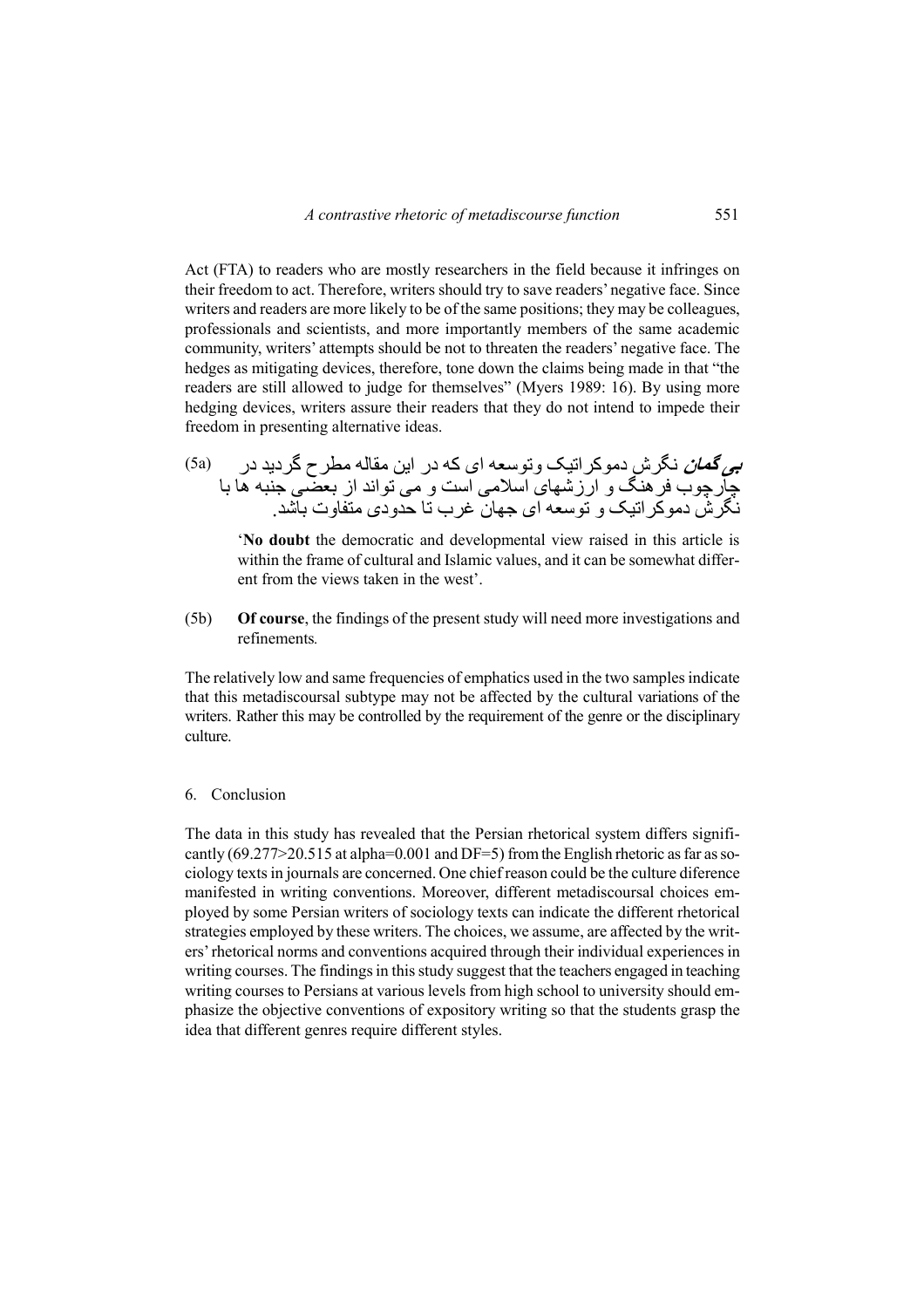Act (FTA) to readers who are mostly researchers in the field because it infringes on their freedom to act. Therefore, writers should try to save readers' negative face. Since writers and readers are more likely to be of the same positions; they may be colleagues, professionals and scientists, and more importantly members of the same academic community, writers' attempts should be not to threaten the readers' negative face. The hedges as mitigating devices, therefore, tone down the claims being made in that "the readers are still allowed to judge for themselves" (Myers 1989: 16). By using more hedging devices, writers assure their readers that they do not intend to impede their freedom in presenting alternative ideas.

(5a) ***بی گمان*** نگرش دموکراتیک وتوسعه ای که در این مقاله مطرح گردید در چارچوب فرهنگ و ارزشهای اسلامی است و می تواند از بعضی جنبه ها با نگرش دموکراتیک و توسعه ای جهان غرب تا حدودی متفاوت باشد.

'**No doubt** the democratic and developmental view raised in this article is within the frame of cultural and Islamic values, and it can be somewhat different from the views taken in the west'.

(5b) **Of course**, the findings of the present study will need more investigations and refinements.

The relatively low and same frequencies of emphatics used in the two samples indicate that this metadiscoursal subtype may not be affected by the cultural variations of the writers. Rather this may be controlled by the requirement of the genre or the disciplinary culture.

## 6. Conclusion

The data in this study has revealed that the Persian rhetorical system differs significantly (69.277>20.515 at alpha=0.001 and DF=5) from the English rhetoric as far as sociology texts in journals are concerned. One chief reason could be the culture diference manifested in writing conventions. Moreover, different metadiscoursal choices employed by some Persian writers of sociology texts can indicate the different rhetorical strategies employed by these writers. The choices, we assume, are affected by the writers' rhetorical norms and conventions acquired through their individual experiences in writing courses. The findings in this study suggest that the teachers engaged in teaching writing courses to Persians at various levels from high school to university should emphasize the objective conventions of expository writing so that the students grasp the idea that different genres require different styles.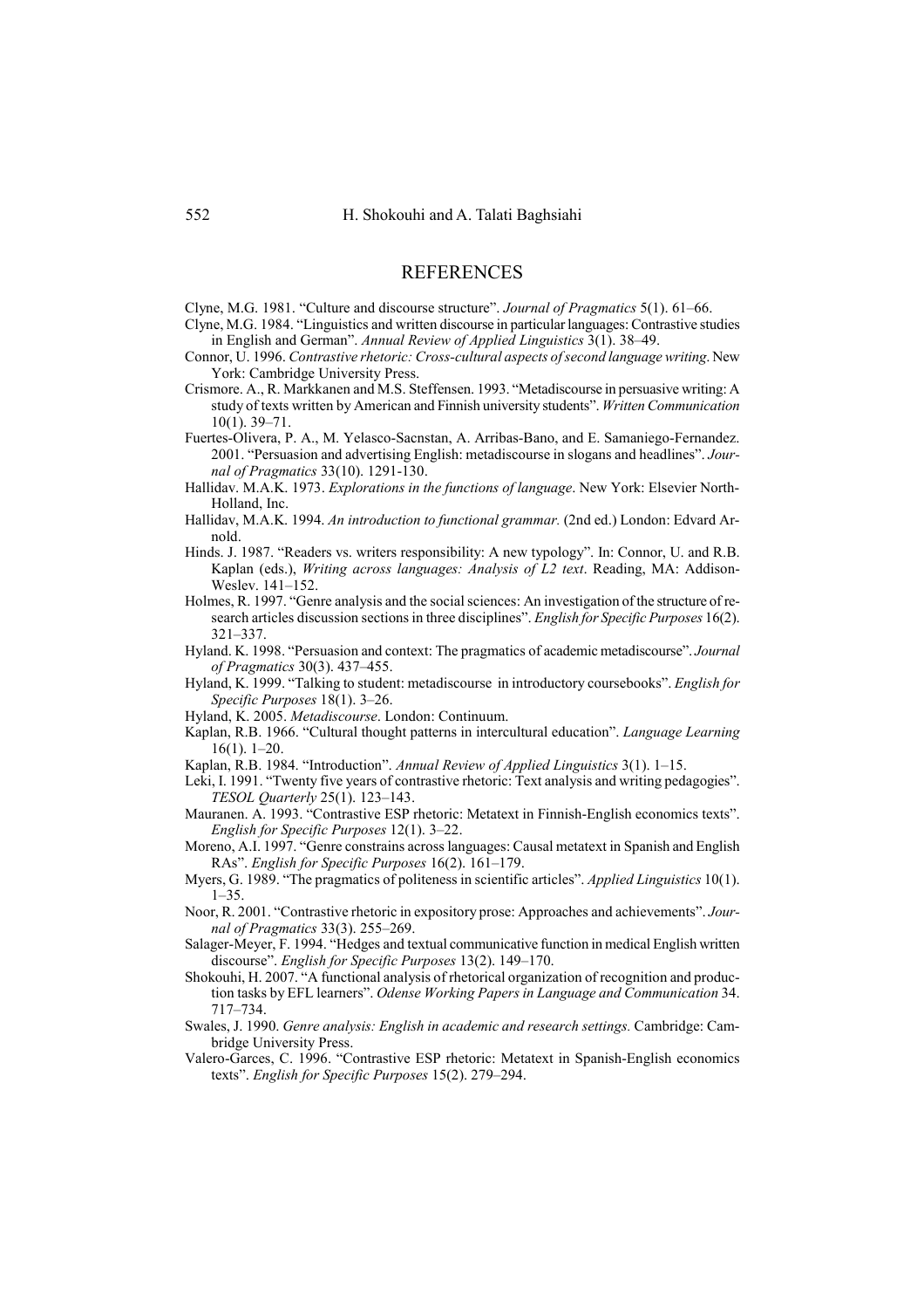# REFERENCES

Clyne, M.G. 1981. "Culture and discourse structure". *Journal of Pragmatics* 5(1). 61–66.

Clyne, M.G. 1984. "Linguistics and written discourse in particular languages: Contrastive studies in English and German". *Annual Review of Applied Linguistics* 3(1). 38–49.

Connor, U. 1996. *Contrastive rhetoric: Cross-cultural aspects of second language writing*. New York: Cambridge University Press.

Crismore. A., R. Markkanen and M.S. Steffensen. 1993. "Metadiscourse in persuasive writing: A study of texts written by American and Finnish university students". *Written Communication* 10(1). 39–71.

Fuertes-Olivera, P. A., M. Yelasco-Sacnstan, A. Arribas-Bano, and E. Samaniego-Fernandez. 2001. "Persuasion and advertising English: metadiscourse in slogans and headlines". *Journal of Pragmatics* 33(10). 1291-130.

Hallidav. M.A.K. 1973. *Explorations in the functions of language*. New York: Elsevier North-Holland, Inc.

Hallidav, M.A.K. 1994. *An introduction to functional grammar.* (2nd ed.) London: Edvard Arnold.

Hinds. J. 1987. "Readers vs. writers responsibility: A new typology". In: Connor, U. and R.B. Kaplan (eds.), *Writing across languages: Analysis of L2 text*. Reading, MA: Addison-Weslev. 141–152.

Holmes, R. 1997. "Genre analysis and the social sciences: An investigation of the structure of research articles discussion sections in three disciplines". *English for Specific Purposes* 16(2). 321–337.

Hyland. K. 1998. "Persuasion and context: The pragmatics of academic metadiscourse". *Journal of Pragmatics* 30(3). 437–455.

Hyland, K. 1999. "Talking to student: metadiscourse in introductory coursebooks". *English for Specific Purposes* 18(1). 3–26.

Hyland, K. 2005. *Metadiscourse*. London: Continuum.

Kaplan, R.B. 1966. "Cultural thought patterns in intercultural education". *Language Learning* 16(1). 1–20.

Kaplan, R.B. 1984. "Introduction". *Annual Review of Applied Linguistics* 3(1). 1–15.

Leki, I. 1991. "Twenty five years of contrastive rhetoric: Text analysis and writing pedagogies". *TESOL Quarterly* 25(1). 123–143.

Mauranen. A. 1993. "Contrastive ESP rhetoric: Metatext in Finnish-English economics texts". *English for Specific Purposes* 12(1). 3–22.

Moreno, A.I. 1997. "Genre constrains across languages: Causal metatext in Spanish and English RAs". *English for Specific Purposes* 16(2). 161–179.

Myers, G. 1989. "The pragmatics of politeness in scientific articles". *Applied Linguistics* 10(1). 1–35.

Noor, R. 2001. "Contrastive rhetoric in expository prose: Approaches and achievements". *Journal of Pragmatics* 33(3). 255–269.

Salager-Meyer, F. 1994. "Hedges and textual communicative function in medical English written discourse". *English for Specific Purposes* 13(2). 149–170.

Shokouhi, H. 2007. "A functional analysis of rhetorical organization of recognition and production tasks by EFL learners". *Odense Working Papers in Language and Communication* 34. 717–734.

Swales, J. 1990. *Genre analysis: English in academic and research settings.* Cambridge: Cambridge University Press.

Valero-Garces, C. 1996. "Contrastive ESP rhetoric: Metatext in Spanish-English economics texts". *English for Specific Purposes* 15(2). 279–294.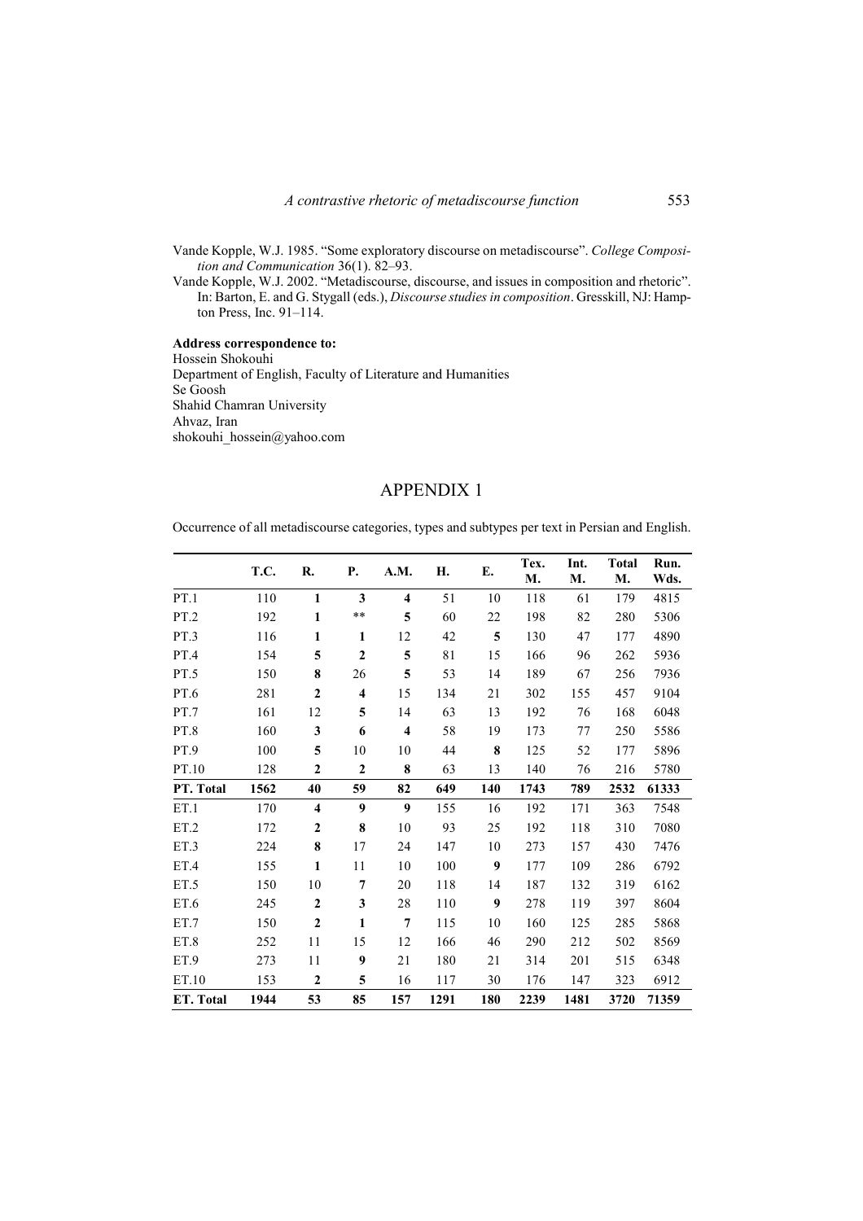Vande Kopple, W.J. 1985. "Some exploratory discourse on metadiscourse". *College Composition and Communication* 36(1). 82–93.

Vande Kopple, W.J. 2002. "Metadiscourse, discourse, and issues in composition and rhetoric". In: Barton, E. and G. Stygall (eds.), *Discourse studies in composition*. Gresskill, NJ: Hampton Press, Inc. 91–114.

**Address correspondence to:**
Hossein Shokouhi
Department of English, Faculty of Literature and Humanities
Se Goosh
Shahid Chamran University
Ahvaz, Iran
shokouhi_hossein@yahoo.com

# APPENDIX 1

Occurrence of all metadiscourse categories, types and subtypes per text in Persian and English.

| | T.C. | R. | P. | A.M. | H. | E. | Tex. M. | Int. M. | Total M. | Run. Wds. |
|---|---|---|---|---|---|---|---|---|---|---|
| PT.1 | 110 | **1** | **3** | **4** | 51 | 10 | 118 | 61 | 179 | 4815 |
| PT.2 | 192 | **1** | ** | **5** | 60 | 22 | 198 | 82 | 280 | 5306 |
| PT.3 | 116 | **1** | **1** | 12 | 42 | **5** | 130 | 47 | 177 | 4890 |
| PT.4 | 154 | **5** | **2** | **5** | 81 | 15 | 166 | 96 | 262 | 5936 |
| PT.5 | 150 | **8** | 26 | **5** | 53 | 14 | 189 | 67 | 256 | 7936 |
| PT.6 | 281 | **2** | **4** | 15 | 134 | 21 | 302 | 155 | 457 | 9104 |
| PT.7 | 161 | 12 | **5** | 14 | 63 | 13 | 192 | 76 | 168 | 6048 |
| PT.8 | 160 | **3** | **6** | **4** | 58 | 19 | 173 | 77 | 250 | 5586 |
| PT.9 | 100 | **5** | 10 | 10 | 44 | **8** | 125 | 52 | 177 | 5896 |
| PT.10 | 128 | **2** | **2** | **8** | 63 | 13 | 140 | 76 | 216 | 5780 |
| **PT. Total** | **1562** | **40** | **59** | **82** | **649** | **140** | **1743** | **789** | **2532** | **61333** |
| ET.1 | 170 | **4** | **9** | **9** | 155 | 16 | 192 | 171 | 363 | 7548 |
| ET.2 | 172 | **2** | **8** | 10 | 93 | 25 | 192 | 118 | 310 | 7080 |
| ET.3 | 224 | **8** | 17 | 24 | 147 | 10 | 273 | 157 | 430 | 7476 |
| ET.4 | 155 | **1** | 11 | 10 | 100 | **9** | 177 | 109 | 286 | 6792 |
| ET.5 | 150 | 10 | **7** | 20 | 118 | 14 | 187 | 132 | 319 | 6162 |
| ET.6 | 245 | **2** | **3** | 28 | 110 | **9** | 278 | 119 | 397 | 8604 |
| ET.7 | 150 | **2** | **1** | **7** | 115 | 10 | 160 | 125 | 285 | 5868 |
| ET.8 | 252 | 11 | 15 | 12 | 166 | 46 | 290 | 212 | 502 | 8569 |
| ET.9 | 273 | 11 | **9** | 21 | 180 | 21 | 314 | 201 | 515 | 6348 |
| ET.10 | 153 | **2** | **5** | 16 | 117 | 30 | 176 | 147 | 323 | 6912 |
| **ET. Total** | **1944** | **53** | **85** | **157** | **1291** | **180** | **2239** | **1481** | **3720** | **71359** |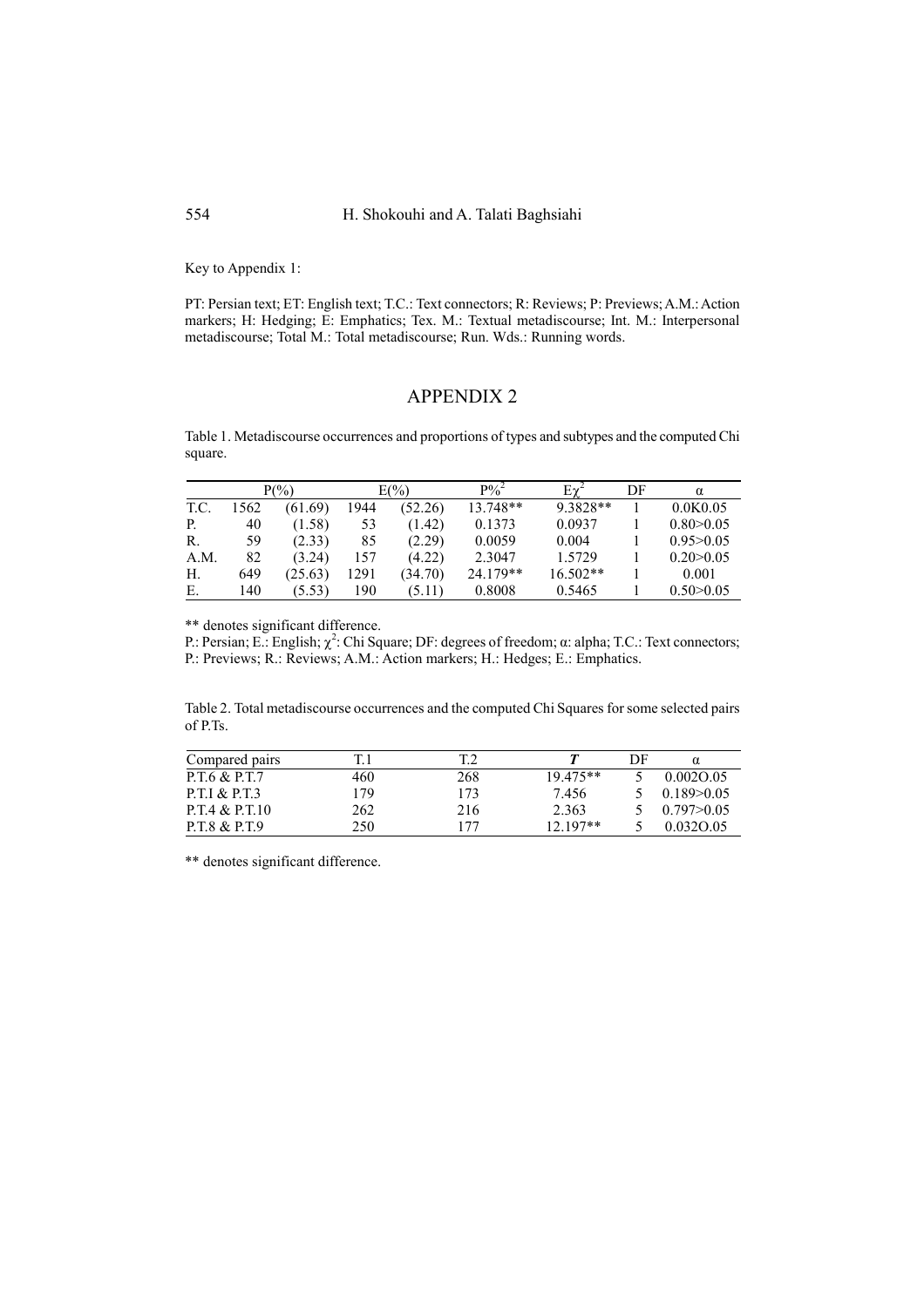Key to Appendix 1:

PT: Persian text; ET: English text; T.C.: Text connectors; R: Reviews; P: Previews; A.M.: Action markers; H: Hedging; E: Emphatics; Tex. M.: Textual metadiscourse; Int. M.: Interpersonal metadiscourse; Total M.: Total metadiscourse; Run. Wds.: Running words.

## APPENDIX 2

Table 1. Metadiscourse occurrences and proportions of types and subtypes and the computed Chi square.

| | P(%) | | E(%) | | $P\%^2$ | $E\chi^2$ | DF | α |
|---|---|---|---|---|---|---|---|---|
| T.C. | 1562 | (61.69) | 1944 | (52.26) | 13.748** | 9.3828** | 1 | 0.0K0.05 |
| P. | 40 | (1.58) | 53 | (1.42) | 0.1373 | 0.0937 | 1 | 0.80>0.05 |
| R. | 59 | (2.33) | 85 | (2.29) | 0.0059 | 0.004 | 1 | 0.95>0.05 |
| A.M. | 82 | (3.24) | 157 | (4.22) | 2.3047 | 1.5729 | 1 | 0.20>0.05 |
| H. | 649 | (25.63) | 1291 | (34.70) | 24.179** | 16.502** | 1 | 0.001 |
| E. | 140 | (5.53) | 190 | (5.11) | 0.8008 | 0.5465 | 1 | 0.50>0.05 |

** denotes significant difference.

P.: Persian; E.: English; $\chi^2$: Chi Square; DF: degrees of freedom; α: alpha; T.C.: Text connectors; P.: Previews; R.: Reviews; A.M.: Action markers; H.: Hedges; E.: Emphatics.

Table 2. Total metadiscourse occurrences and the computed Chi Squares for some selected pairs of P.Ts.

| Compared pairs | T.1 | T.2 | ***T*** | DF | α |
|---|---|---|---|---|---|
| P.T.6 & P.T.7 | 460 | 268 | 19.475** | 5 | 0.002O.05 |
| P.T.I & P.T.3 | 179 | 173 | 7.456 | 5 | 0.189>0.05 |
| P.T.4 & P.T.10 | 262 | 216 | 2.363 | 5 | 0.797>0.05 |
| P.T.8 & P.T.9 | 250 | 177 | 12.197** | 5 | 0.032O.05 |

** denotes significant difference.